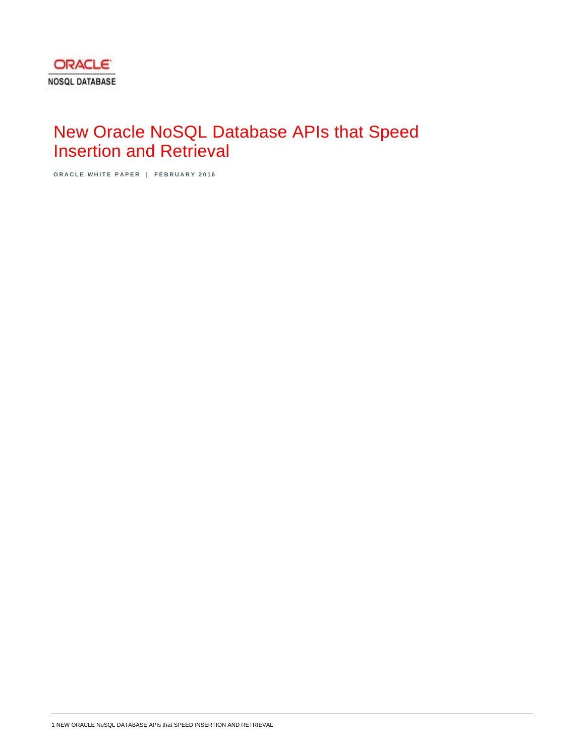ORACLE
NOSQL DATABASE

# New Oracle NoSQL Database APIs that Speed Insertion and Retrieval

ORACLE WHITE PAPER | FEBRUARY 2016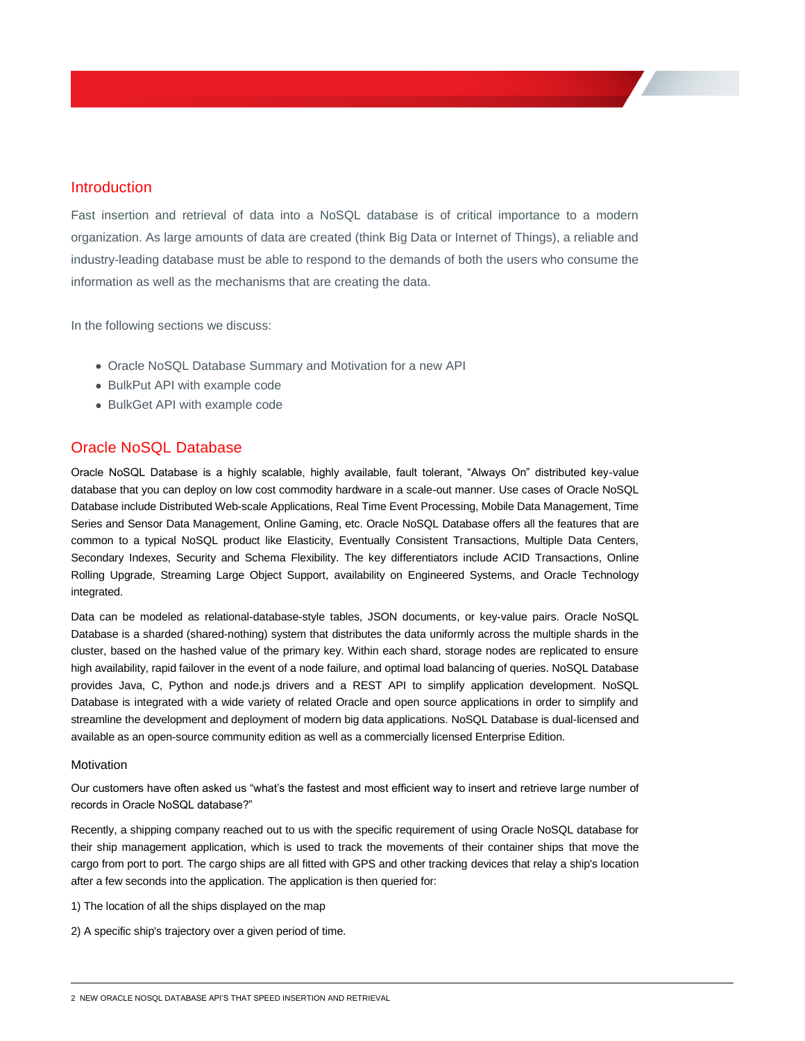## Introduction

Fast insertion and retrieval of data into a NoSQL database is of critical importance to a modern organization. As large amounts of data are created (think Big Data or Internet of Things), a reliable and industry-leading database must be able to respond to the demands of both the users who consume the information as well as the mechanisms that are creating the data.

In the following sections we discuss:

- Oracle NoSQL Database Summary and Motivation for a new API
- BulkPut API with example code
- BulkGet API with example code

## Oracle NoSQL Database

Oracle NoSQL Database is a highly scalable, highly available, fault tolerant, “Always On” distributed key-value database that you can deploy on low cost commodity hardware in a scale-out manner. Use cases of Oracle NoSQL Database include Distributed Web-scale Applications, Real Time Event Processing, Mobile Data Management, Time Series and Sensor Data Management, Online Gaming, etc. Oracle NoSQL Database offers all the features that are common to a typical NoSQL product like Elasticity, Eventually Consistent Transactions, Multiple Data Centers, Secondary Indexes, Security and Schema Flexibility. The key differentiators include ACID Transactions, Online Rolling Upgrade, Streaming Large Object Support, availability on Engineered Systems, and Oracle Technology integrated.

Data can be modeled as relational-database-style tables, JSON documents, or key-value pairs. Oracle NoSQL Database is a sharded (shared-nothing) system that distributes the data uniformly across the multiple shards in the cluster, based on the hashed value of the primary key. Within each shard, storage nodes are replicated to ensure high availability, rapid failover in the event of a node failure, and optimal load balancing of queries. NoSQL Database provides Java, C, Python and node.js drivers and a REST API to simplify application development. NoSQL Database is integrated with a wide variety of related Oracle and open source applications in order to simplify and streamline the development and deployment of modern big data applications. NoSQL Database is dual-licensed and available as an open-source community edition as well as a commercially licensed Enterprise Edition.

### Motivation

Our customers have often asked us “what’s the fastest and most efficient way to insert and retrieve large number of records in Oracle NoSQL database?”

Recently, a shipping company reached out to us with the specific requirement of using Oracle NoSQL database for their ship management application, which is used to track the movements of their container ships that move the cargo from port to port. The cargo ships are all fitted with GPS and other tracking devices that relay a ship's location after a few seconds into the application. The application is then queried for:

1) The location of all the ships displayed on the map

2) A specific ship's trajectory over a given period of time.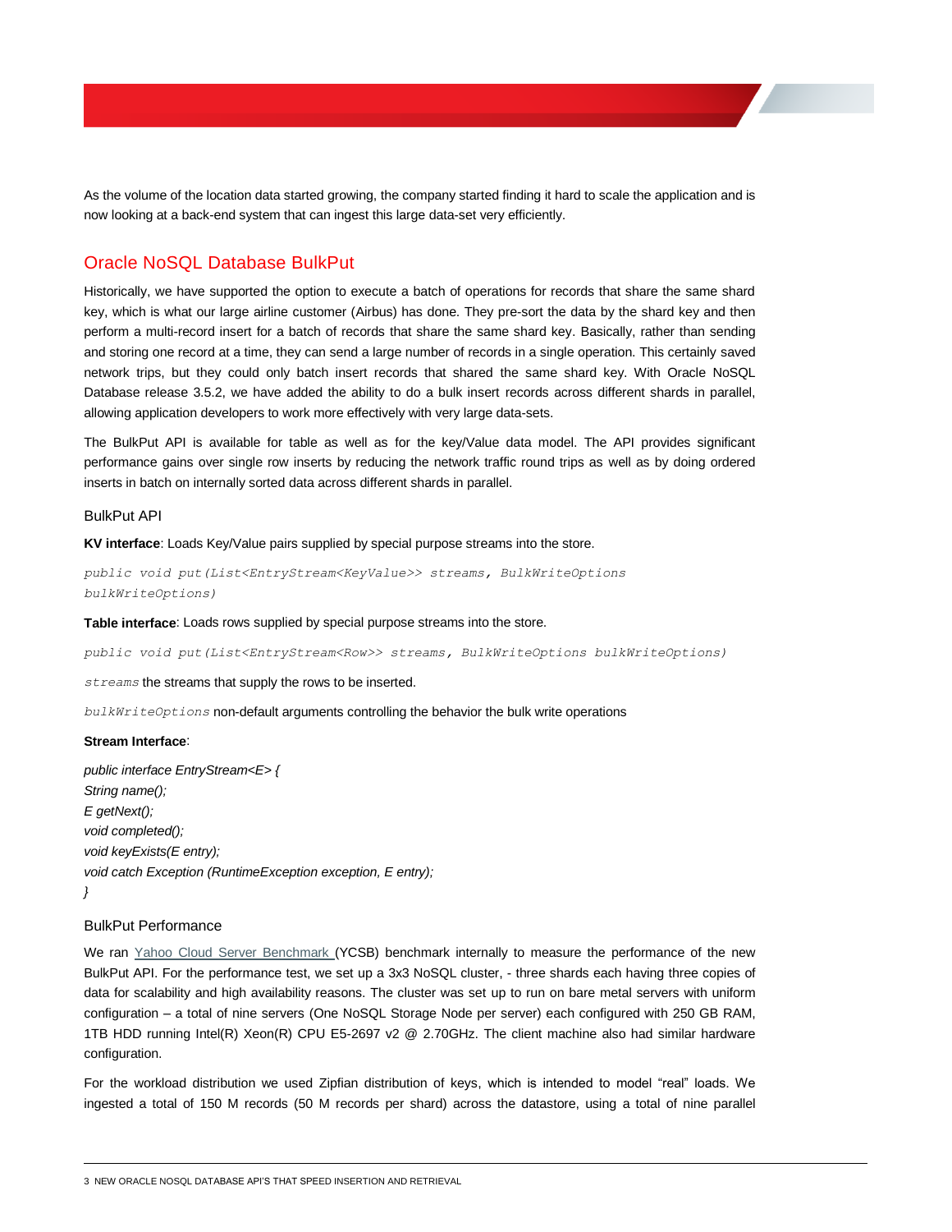As the volume of the location data started growing, the company started finding it hard to scale the application and is now looking at a back-end system that can ingest this large data-set very efficiently.

## Oracle NoSQL Database BulkPut

Historically, we have supported the option to execute a batch of operations for records that share the same shard key, which is what our large airline customer (Airbus) has done. They pre-sort the data by the shard key and then perform a multi-record insert for a batch of records that share the same shard key. Basically, rather than sending and storing one record at a time, they can send a large number of records in a single operation. This certainly saved network trips, but they could only batch insert records that shared the same shard key. With Oracle NoSQL Database release 3.5.2, we have added the ability to do a bulk insert records across different shards in parallel, allowing application developers to work more effectively with very large data-sets.

The BulkPut API is available for table as well as for the key/Value data model. The API provides significant performance gains over single row inserts by reducing the network traffic round trips as well as by doing ordered inserts in batch on internally sorted data across different shards in parallel.

### BulkPut API

**KV interface**: Loads Key/Value pairs supplied by special purpose streams into the store.

```
public void put(List<EntryStream<KeyValue>> streams, BulkWriteOptions
bulkWriteOptions)
```

**Table interface**: Loads rows supplied by special purpose streams into the store.

```
public void put(List<EntryStream<Row>> streams, BulkWriteOptions bulkWriteOptions)
```

`streams` the streams that supply the rows to be inserted.

`bulkWriteOptions` non-default arguments controlling the behavior the bulk write operations

**Stream Interface**:

```
public interface EntryStream<E> {
String name();
E getNext();
void completed();
void keyExists(E entry);
void catch Exception (RuntimeException exception, E entry);
}
```

### BulkPut Performance

We ran Yahoo Cloud Server Benchmark (YCSB) benchmark internally to measure the performance of the new BulkPut API. For the performance test, we set up a 3x3 NoSQL cluster, - three shards each having three copies of data for scalability and high availability reasons. The cluster was set up to run on bare metal servers with uniform configuration – a total of nine servers (One NoSQL Storage Node per server) each configured with 250 GB RAM, 1TB HDD running Intel(R) Xeon(R) CPU E5-2697 v2 @ 2.70GHz. The client machine also had similar hardware configuration.

For the workload distribution we used Zipfian distribution of keys, which is intended to model "real" loads. We ingested a total of 150 M records (50 M records per shard) across the datastore, using a total of nine parallel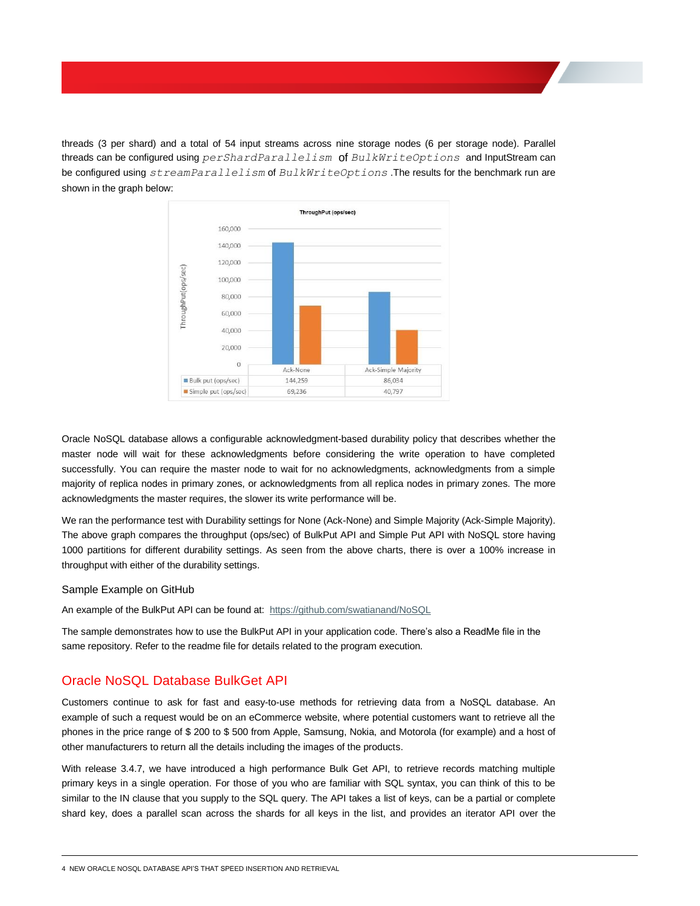threads (3 per shard) and a total of 54 input streams across nine storage nodes (6 per storage node). Parallel threads can be configured using `perShardParallelism` of `BulkWriteOptions` and InputStream can be configured using `streamParallelism` of `BulkWriteOptions` .The results for the benchmark run are shown in the graph below:

ThroughPut (ops/sec)

| | Ack-None | Ack-Simple Majority |
|---|---|---|
| Bulk put (ops/sec) | 144,259 | 86,034 |
| Simple put (ops/sec) | 69,236 | 40,797 |

Oracle NoSQL database allows a configurable acknowledgment-based durability policy that describes whether the master node will wait for these acknowledgments before considering the write operation to have completed successfully. You can require the master node to wait for no acknowledgments, acknowledgments from a simple majority of replica nodes in primary zones, or acknowledgments from all replica nodes in primary zones. The more acknowledgments the master requires, the slower its write performance will be.

We ran the performance test with Durability settings for None (Ack-None) and Simple Majority (Ack-Simple Majority). The above graph compares the throughput (ops/sec) of BulkPut API and Simple Put API with NoSQL store having 1000 partitions for different durability settings. As seen from the above charts, there is over a 100% increase in throughput with either of the durability settings.

### Sample Example on GitHub

An example of the BulkPut API can be found at: https://github.com/swatianand/NoSQL

The sample demonstrates how to use the BulkPut API in your application code. There's also a ReadMe file in the same repository. Refer to the readme file for details related to the program execution.

## Oracle NoSQL Database BulkGet API

Customers continue to ask for fast and easy-to-use methods for retrieving data from a NoSQL database. An example of such a request would be on an eCommerce website, where potential customers want to retrieve all the phones in the price range of $ 200 to $ 500 from Apple, Samsung, Nokia, and Motorola (for example) and a host of other manufacturers to return all the details including the images of the products.

With release 3.4.7, we have introduced a high performance Bulk Get API, to retrieve records matching multiple primary keys in a single operation. For those of you who are familiar with SQL syntax, you can think of this to be similar to the IN clause that you supply to the SQL query. The API takes a list of keys, can be a partial or complete shard key, does a parallel scan across the shards for all keys in the list, and provides an iterator API over the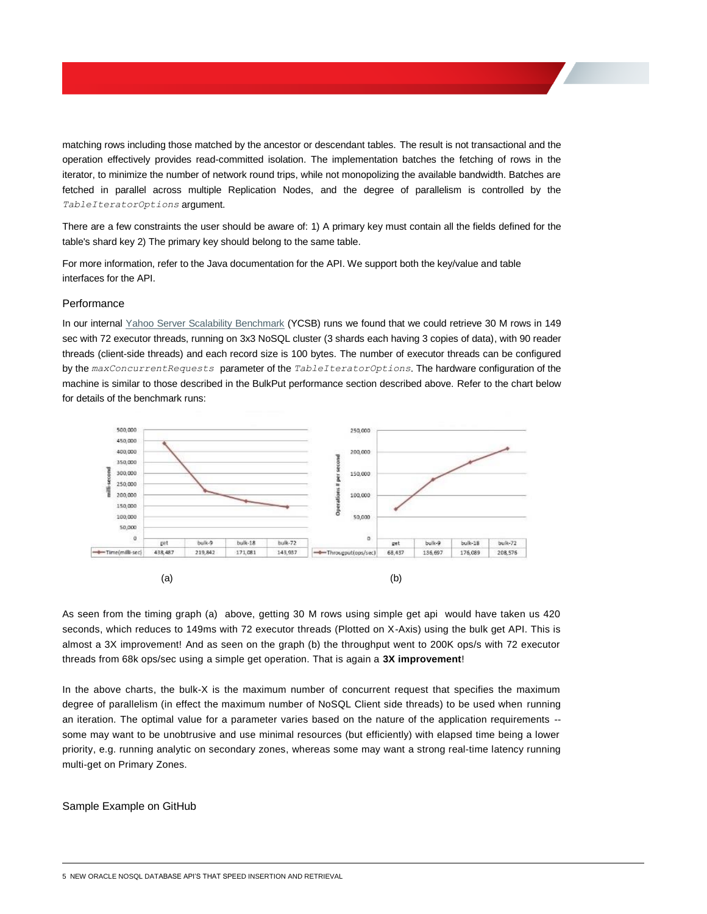matching rows including those matched by the ancestor or descendant tables. The result is not transactional and the operation effectively provides read-committed isolation. The implementation batches the fetching of rows in the iterator, to minimize the number of network round trips, while not monopolizing the available bandwidth. Batches are fetched in parallel across multiple Replication Nodes, and the degree of parallelism is controlled by the `TableIteratorOptions` argument.

There are a few constraints the user should be aware of: 1) A primary key must contain all the fields defined for the table's shard key 2) The primary key should belong to the same table.

For more information, refer to the Java documentation for the API. We support both the key/value and table interfaces for the API.

## Performance

In our internal [Yahoo Server Scalability Benchmark](#) (YCSB) runs we found that we could retrieve 30 M rows in 149 sec with 72 executor threads, running on 3x3 NoSQL cluster (3 shards each having 3 copies of data), with 90 reader threads (client-side threads) and each record size is 100 bytes. The number of executor threads can be configured by the `maxConcurrentRequests` parameter of the `TableIteratorOptions`. The hardware configuration of the machine is similar to those described in the BulkPut performance section described above. Refer to the chart below for details of the benchmark runs:

| | get | bulk-9 | bulk-18 | bulk-72 |
|---|---|---|---|---|
| Time(milli-sec) | 438,487 | 219,842 | 171,081 | 143,937 |

(a)

| | get | bulk-9 | bulk-18 | bulk-72 |
|---|---|---|---|---|
| Througput(ops/sec) | 68,437 | 136,697 | 176,089 | 208,576 |

(b)

As seen from the timing graph (a) above, getting 30 M rows using simple get api would have taken us 420 seconds, which reduces to 149ms with 72 executor threads (Plotted on X-Axis) using the bulk get API. This is almost a 3X improvement! And as seen on the graph (b) the throughput went to 200K ops/s with 72 executor threads from 68k ops/sec using a simple get operation. That is again a **3X improvement**!

In the above charts, the bulk-X is the maximum number of concurrent request that specifies the maximum degree of parallelism (in effect the maximum number of NoSQL Client side threads) to be used when running an iteration. The optimal value for a parameter varies based on the nature of the application requirements -- some may want to be unobtrusive and use minimal resources (but efficiently) with elapsed time being a lower priority, e.g. running analytic on secondary zones, whereas some may want a strong real-time latency running multi-get on Primary Zones.

## Sample Example on GitHub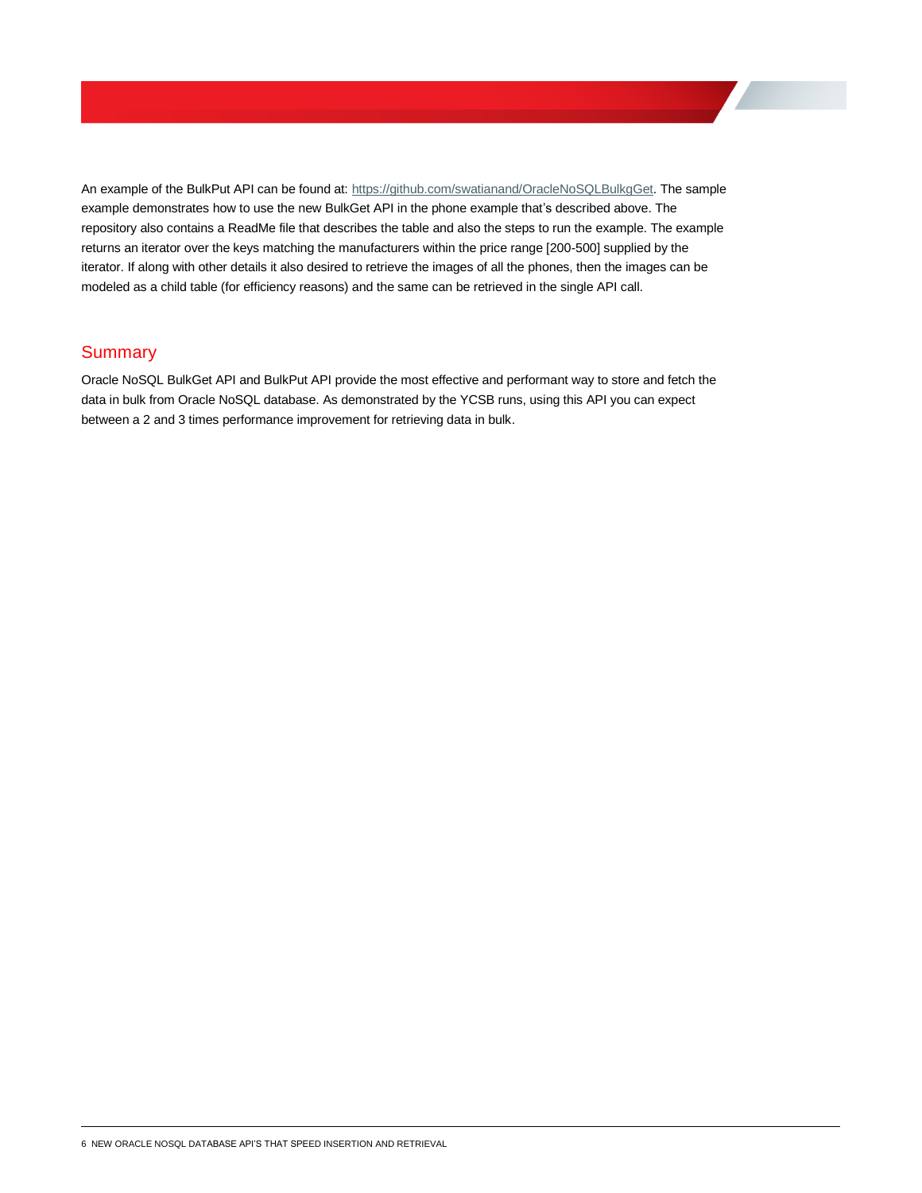An example of the BulkPut API can be found at: [https://github.com/swatianand/OracleNoSQLBulkgGet](https://github.com/swatianand/OracleNoSQLBulkgGet). The sample example demonstrates how to use the new BulkGet API in the phone example that's described above. The repository also contains a ReadMe file that describes the table and also the steps to run the example. The example returns an iterator over the keys matching the manufacturers within the price range [200-500] supplied by the iterator. If along with other details it also desired to retrieve the images of all the phones, then the images can be modeled as a child table (for efficiency reasons) and the same can be retrieved in the single API call.

## Summary

Oracle NoSQL BulkGet API and BulkPut API provide the most effective and performant way to store and fetch the data in bulk from Oracle NoSQL database. As demonstrated by the YCSB runs, using this API you can expect between a 2 and 3 times performance improvement for retrieving data in bulk.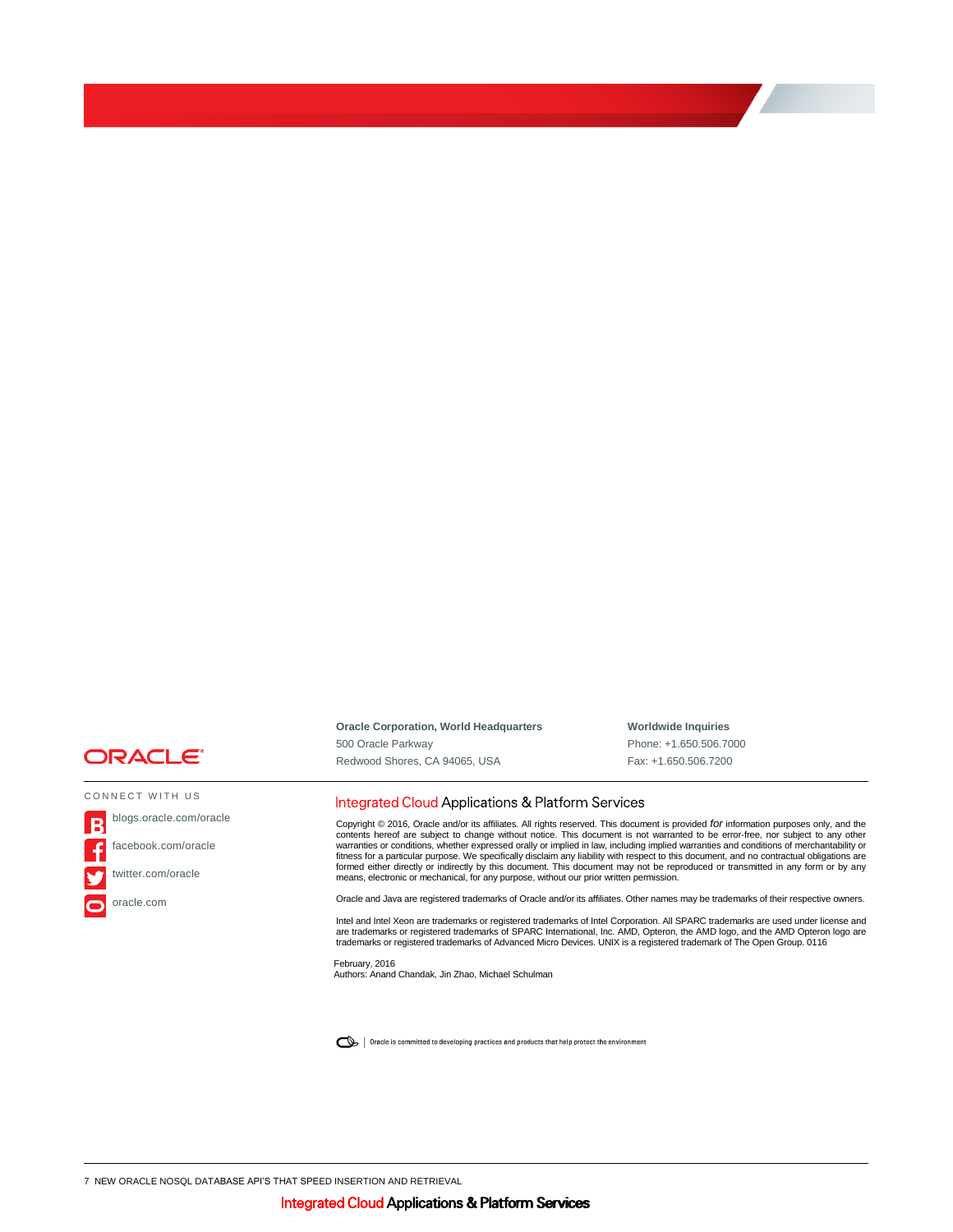ORACLE

**Oracle Corporation, World Headquarters**
500 Oracle Parkway
Redwood Shores, CA 94065, USA

**Worldwide Inquiries**
Phone: +1.650.506.7000
Fax: +1.650.506.7200

CONNECT WITH US

- blogs.oracle.com/oracle
- facebook.com/oracle
- twitter.com/oracle
- oracle.com

Integrated Cloud Applications & Platform Services

Copyright © 2016, Oracle and/or its affiliates. All rights reserved. This document is provided *for* information purposes only, and the contents hereof are subject to change without notice. This document is not warranted to be error-free, nor subject to any other warranties or conditions, whether expressed orally or implied in law, including implied warranties and conditions of merchantability or fitness for a particular purpose. We specifically disclaim any liability with respect to this document, and no contractual obligations are formed either directly or indirectly by this document. This document may not be reproduced or transmitted in any form or by any means, electronic or mechanical, for any purpose, without our prior written permission.

Oracle and Java are registered trademarks of Oracle and/or its affiliates. Other names may be trademarks of their respective owners.

Intel and Intel Xeon are trademarks or registered trademarks of Intel Corporation. All SPARC trademarks are used under license and are trademarks or registered trademarks of SPARC International, Inc. AMD, Opteron, the AMD logo, and the AMD Opteron logo are trademarks or registered trademarks of Advanced Micro Devices. UNIX is a registered trademark of The Open Group. 0116

February, 2016
Authors: Anand Chandak, Jin Zhao, Michael Schulman

Oracle is committed to developing practices and products that help protect the environment